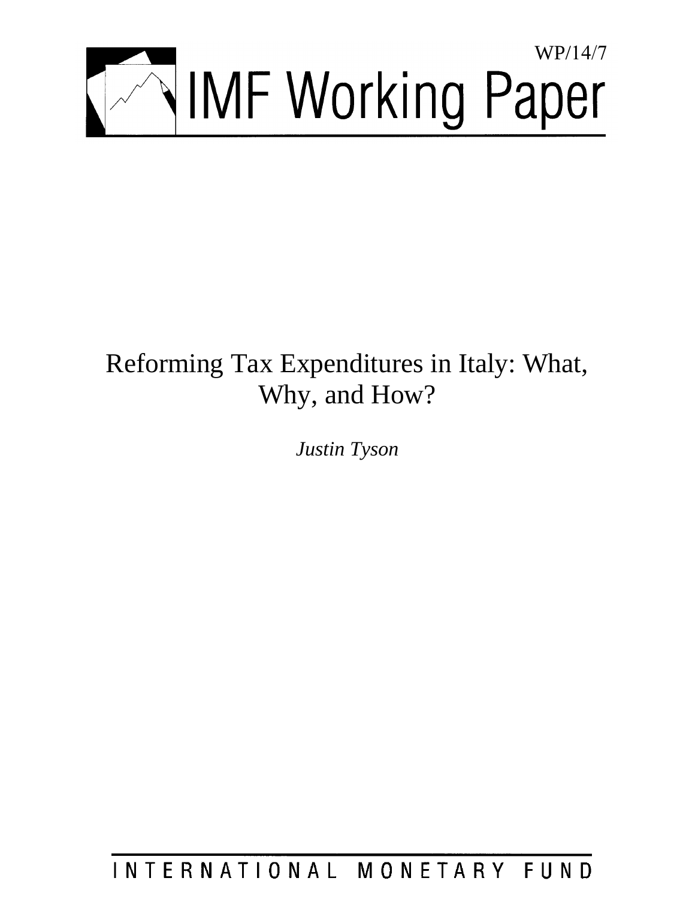WP/14/7

# IMF Working Paper

# Reforming Tax Expenditures in Italy: What, Why, and How?

*Justin Tyson*

INTERNATIONAL MONETARY FUND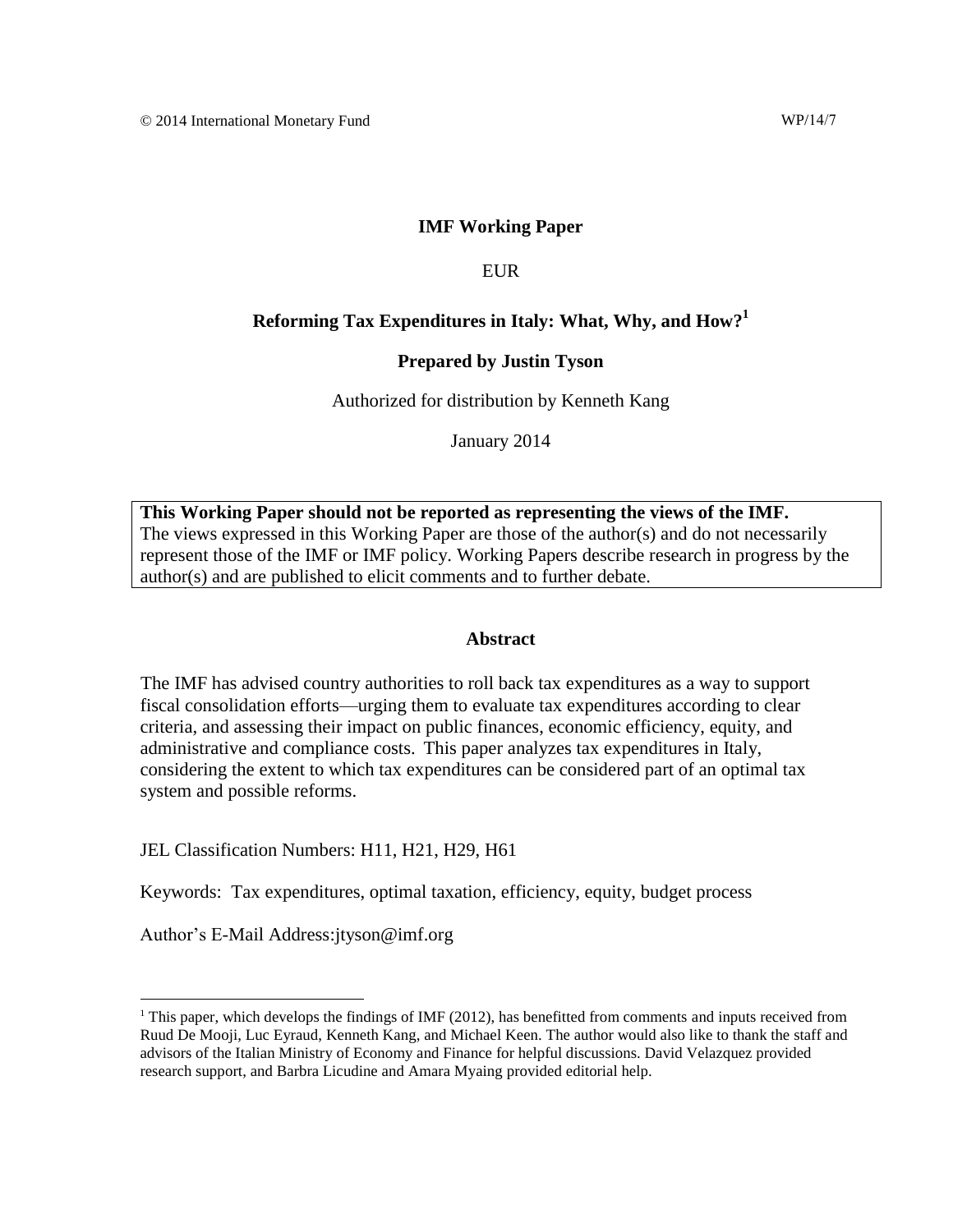© 2014 International Monetary Fund WP/14/7

**IMF Working Paper**

EUR

**Reforming Tax Expenditures in Italy: What, Why, and How?[1]**

**Prepared by Justin Tyson**

Authorized for distribution by Kenneth Kang

January 2014

**This Working Paper should not be reported as representing the views of the IMF.**
The views expressed in this Working Paper are those of the author(s) and do not necessarily represent those of the IMF or IMF policy. Working Papers describe research in progress by the author(s) and are published to elicit comments and to further debate.

**Abstract**

The IMF has advised country authorities to roll back tax expenditures as a way to support fiscal consolidation efforts—urging them to evaluate tax expenditures according to clear criteria, and assessing their impact on public finances, economic efficiency, equity, and administrative and compliance costs. This paper analyzes tax expenditures in Italy, considering the extent to which tax expenditures can be considered part of an optimal tax system and possible reforms.

JEL Classification Numbers: H11, H21, H29, H61

Keywords: Tax expenditures, optimal taxation, efficiency, equity, budget process

Author's E-Mail Address:jtyson@imf.org

[1] This paper, which develops the findings of IMF (2012), has benefitted from comments and inputs received from Ruud De Mooji, Luc Eyraud, Kenneth Kang, and Michael Keen. The author would also like to thank the staff and advisors of the Italian Ministry of Economy and Finance for helpful discussions. David Velazquez provided research support, and Barbra Licudine and Amara Myaing provided editorial help.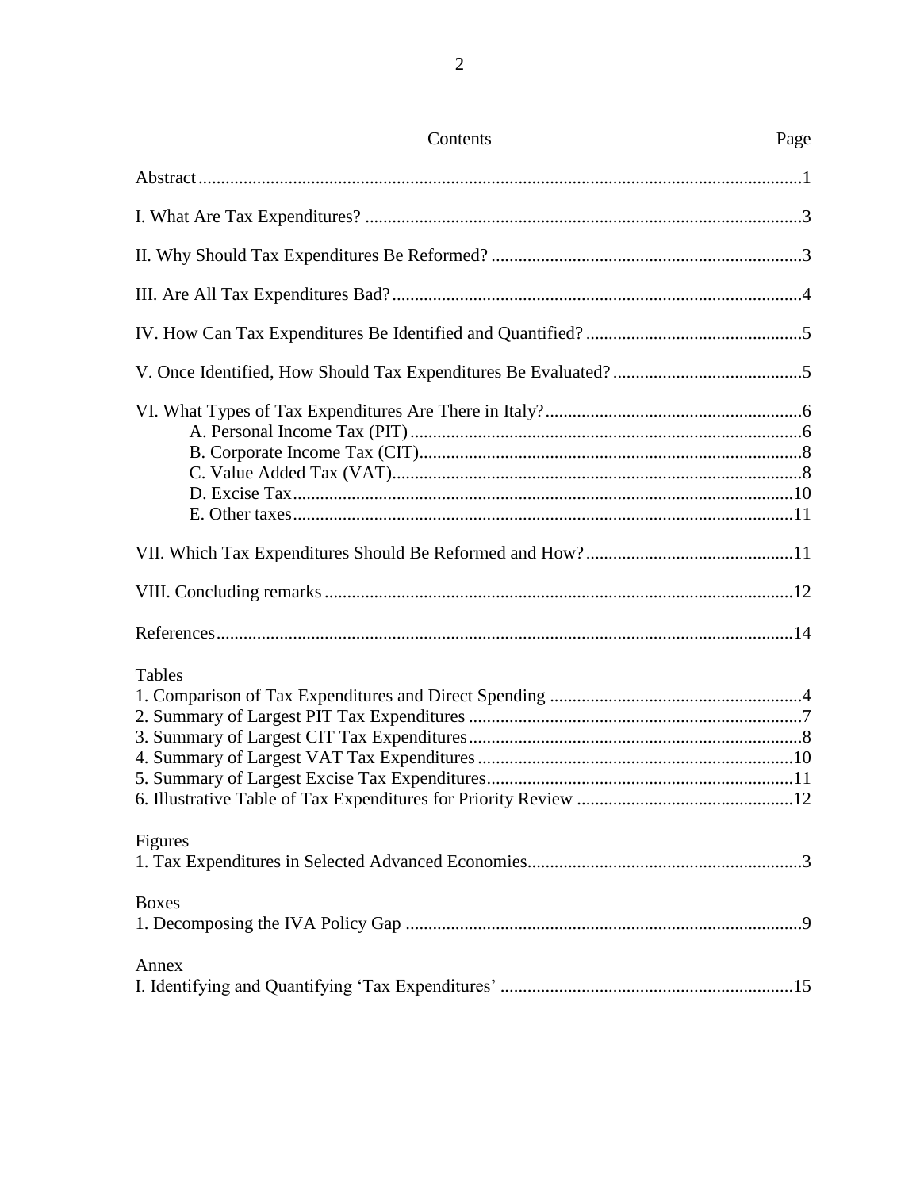# Contents

| Contents | Page |
|---|---|
| Abstract | 1 |
| I. What Are Tax Expenditures? | 3 |
| II. Why Should Tax Expenditures Be Reformed? | 3 |
| III. Are All Tax Expenditures Bad? | 4 |
| IV. How Can Tax Expenditures Be Identified and Quantified? | 5 |
| V. Once Identified, How Should Tax Expenditures Be Evaluated? | 5 |
| VI. What Types of Tax Expenditures Are There in Italy? | 6 |
| A. Personal Income Tax (PIT) | 6 |
| B. Corporate Income Tax (CIT) | 8 |
| C. Value Added Tax (VAT) | 8 |
| D. Excise Tax | 10 |
| E. Other taxes | 11 |
| VII. Which Tax Expenditures Should Be Reformed and How? | 11 |
| VIII. Concluding remarks | 12 |
| References | 14 |
| **Tables** | |
| 1. Comparison of Tax Expenditures and Direct Spending | 4 |
| 2. Summary of Largest PIT Tax Expenditures | 7 |
| 3. Summary of Largest CIT Tax Expenditures | 8 |
| 4. Summary of Largest VAT Tax Expenditures | 10 |
| 5. Summary of Largest Excise Tax Expenditures | 11 |
| 6. Illustrative Table of Tax Expenditures for Priority Review | 12 |
| **Figures** | |
| 1. Tax Expenditures in Selected Advanced Economies | 3 |
| **Boxes** | |
| 1. Decomposing the IVA Policy Gap | 9 |
| **Annex** | |
| I. Identifying and Quantifying 'Tax Expenditures' | 15 |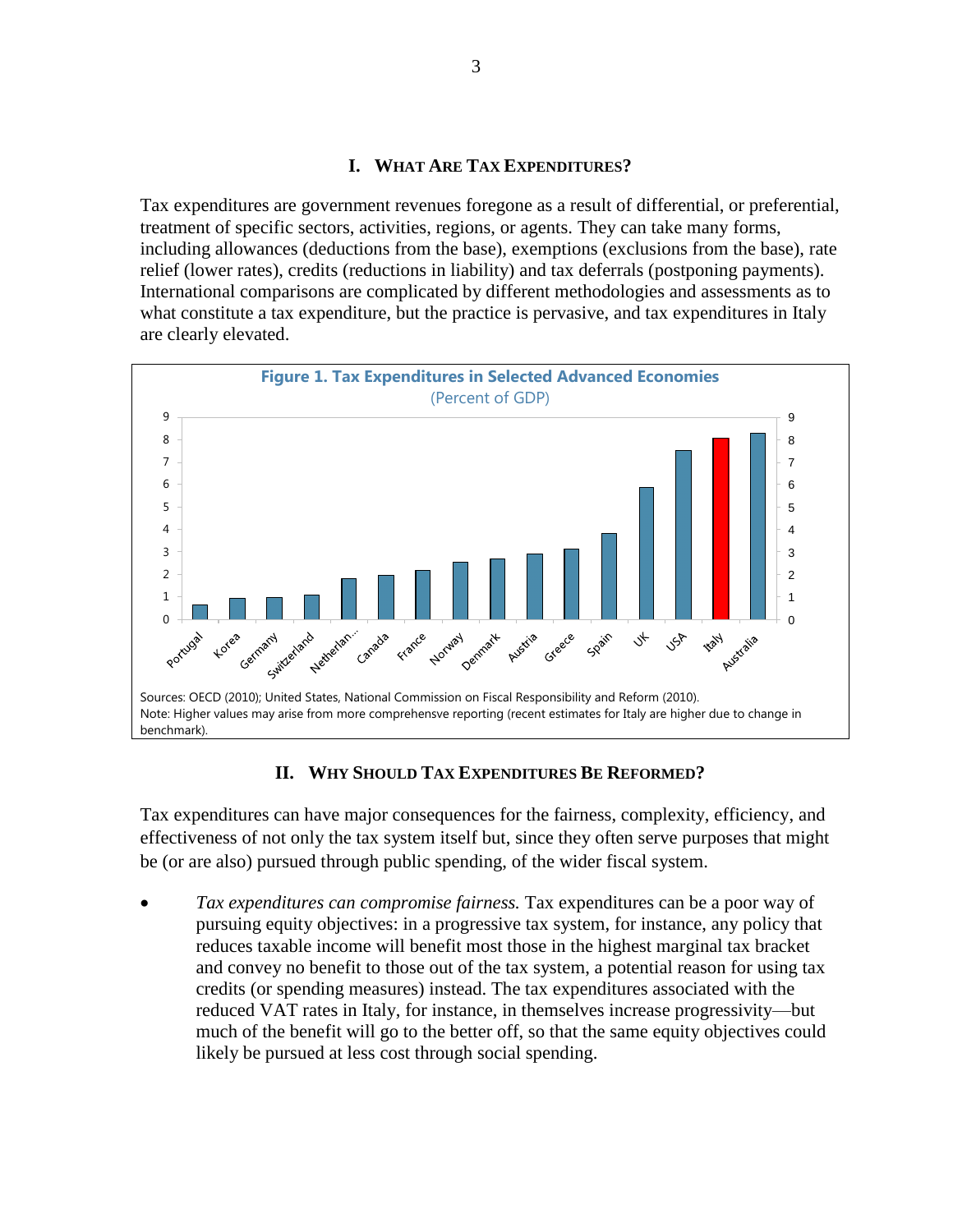## I. What Are Tax Expenditures?

Tax expenditures are government revenues foregone as a result of differential, or preferential, treatment of specific sectors, activities, regions, or agents. They can take many forms, including allowances (deductions from the base), exemptions (exclusions from the base), rate relief (lower rates), credits (reductions in liability) and tax deferrals (postponing payments). International comparisons are complicated by different methodologies and assessments as to what constitute a tax expenditure, but the practice is pervasive, and tax expenditures in Italy are clearly elevated.

**Figure 1. Tax Expenditures in Selected Advanced Economies**
(Percent of GDP)

Sources: OECD (2010); United States, National Commission on Fiscal Responsibility and Reform (2010).
Note: Higher values may arise from more comprehensve reporting (recent estimates for Italy are higher due to change in benchmark).

## II. Why Should Tax Expenditures Be Reformed?

Tax expenditures can have major consequences for the fairness, complexity, efficiency, and effectiveness of not only the tax system itself but, since they often serve purposes that might be (or are also) pursued through public spending, of the wider fiscal system.

- *Tax expenditures can compromise fairness.* Tax expenditures can be a poor way of pursuing equity objectives: in a progressive tax system, for instance, any policy that reduces taxable income will benefit most those in the highest marginal tax bracket and convey no benefit to those out of the tax system, a potential reason for using tax credits (or spending measures) instead. The tax expenditures associated with the reduced VAT rates in Italy, for instance, in themselves increase progressivity—but much of the benefit will go to the better off, so that the same equity objectives could likely be pursued at less cost through social spending.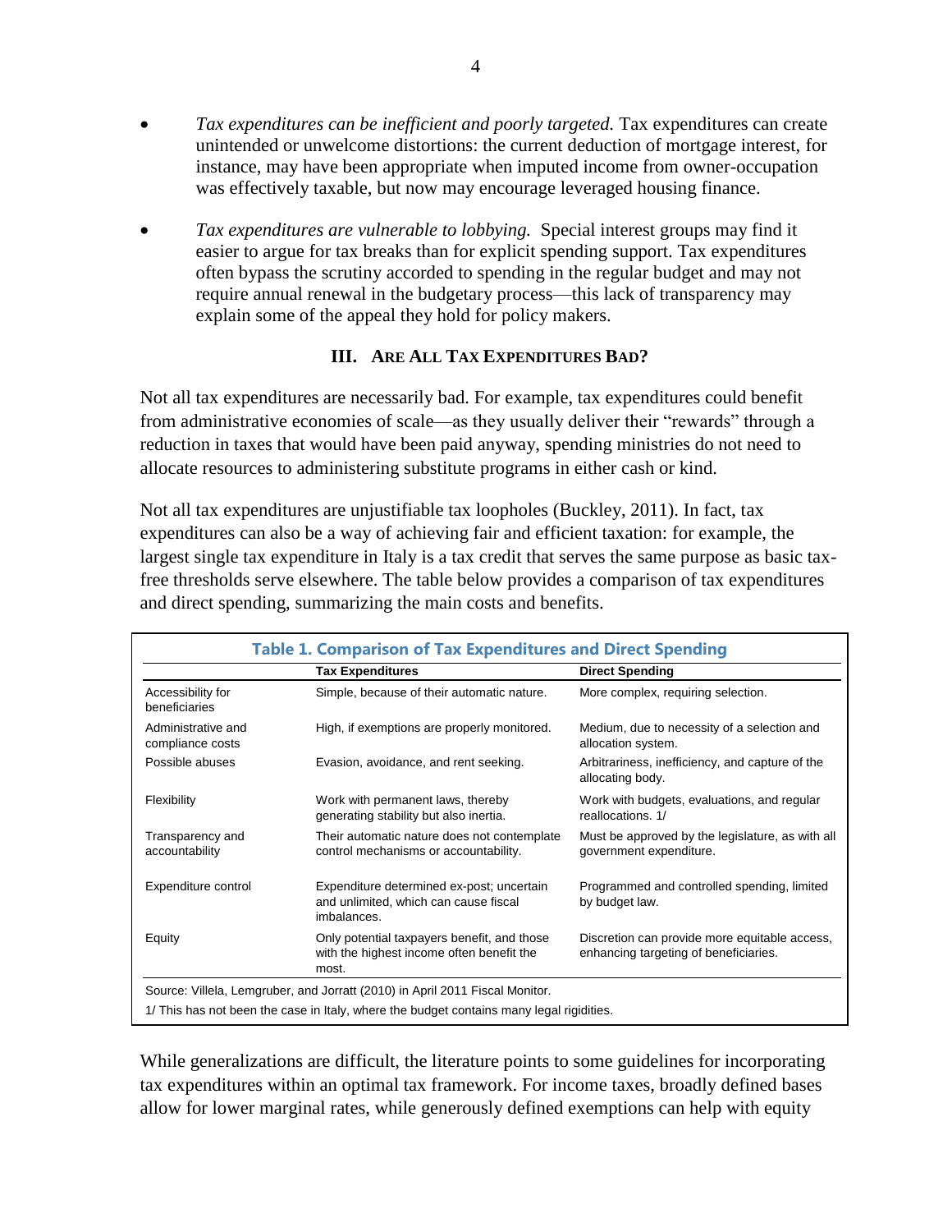- *Tax expenditures can be inefficient and poorly targeted.* Tax expenditures can create unintended or unwelcome distortions: the current deduction of mortgage interest, for instance, may have been appropriate when imputed income from owner-occupation was effectively taxable, but now may encourage leveraged housing finance.

- *Tax expenditures are vulnerable to lobbying.* Special interest groups may find it easier to argue for tax breaks than for explicit spending support. Tax expenditures often bypass the scrutiny accorded to spending in the regular budget and may not require annual renewal in the budgetary process—this lack of transparency may explain some of the appeal they hold for policy makers.

## III. Are All Tax Expenditures Bad?

Not all tax expenditures are necessarily bad. For example, tax expenditures could benefit from administrative economies of scale—as they usually deliver their "rewards" through a reduction in taxes that would have been paid anyway, spending ministries do not need to allocate resources to administering substitute programs in either cash or kind.

Not all tax expenditures are unjustifiable tax loopholes (Buckley, 2011). In fact, tax expenditures can also be a way of achieving fair and efficient taxation: for example, the largest single tax expenditure in Italy is a tax credit that serves the same purpose as basic tax-free thresholds serve elsewhere. The table below provides a comparison of tax expenditures and direct spending, summarizing the main costs and benefits.

**Table 1. Comparison of Tax Expenditures and Direct Spending**

| | Tax Expenditures | Direct Spending |
|---|---|---|
| Accessibility for beneficiaries | Simple, because of their automatic nature. | More complex, requiring selection. |
| Administrative and compliance costs | High, if exemptions are properly monitored. | Medium, due to necessity of a selection and allocation system. |
| Possible abuses | Evasion, avoidance, and rent seeking. | Arbitrariness, inefficiency, and capture of the allocating body. |
| Flexibility | Work with permanent laws, thereby generating stability but also inertia. | Work with budgets, evaluations, and regular reallocations. 1/ |
| Transparency and accountability | Their automatic nature does not contemplate control mechanisms or accountability. | Must be approved by the legislature, as with all government expenditure. |
| Expenditure control | Expenditure determined ex-post; uncertain and unlimited, which can cause fiscal imbalances. | Programmed and controlled spending, limited by budget law. |
| Equity | Only potential taxpayers benefit, and those with the highest income often benefit the most. | Discretion can provide more equitable access, enhancing targeting of beneficiaries. |

Source: Villela, Lemgruber, and Jorratt (2010) in April 2011 Fiscal Monitor.

1/ This has not been the case in Italy, where the budget contains many legal rigidities.

While generalizations are difficult, the literature points to some guidelines for incorporating tax expenditures within an optimal tax framework. For income taxes, broadly defined bases allow for lower marginal rates, while generously defined exemptions can help with equity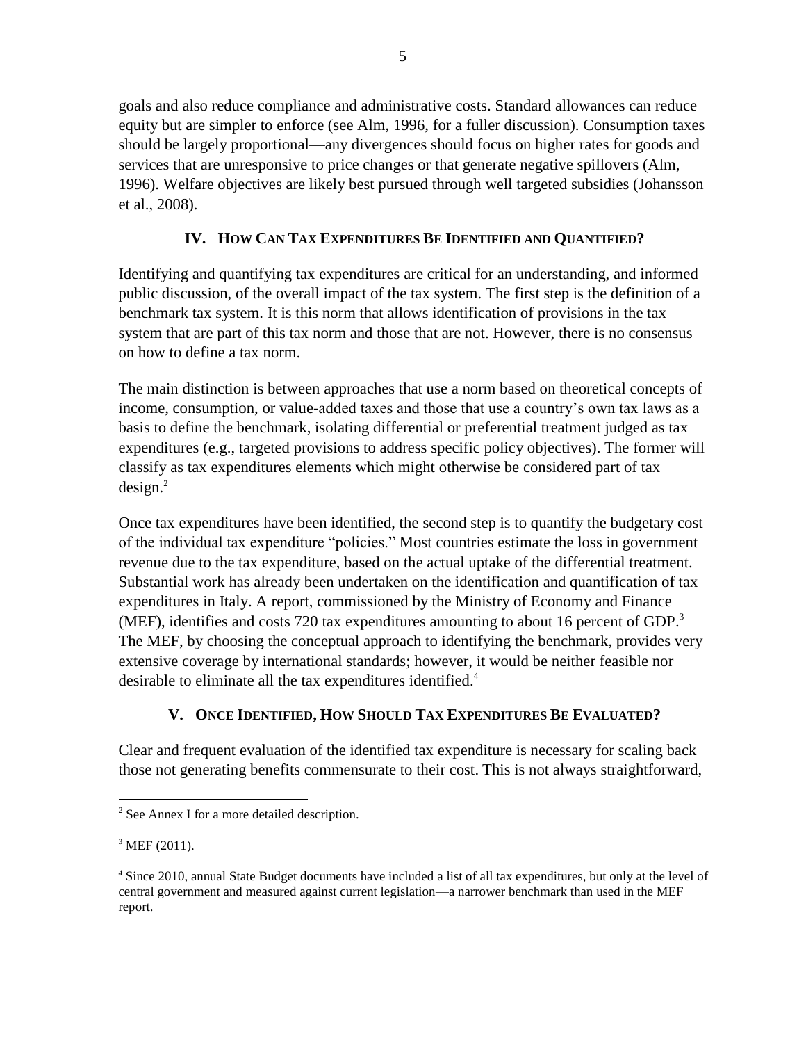goals and also reduce compliance and administrative costs. Standard allowances can reduce equity but are simpler to enforce (see Alm, 1996, for a fuller discussion). Consumption taxes should be largely proportional—any divergences should focus on higher rates for goods and services that are unresponsive to price changes or that generate negative spillovers (Alm, 1996). Welfare objectives are likely best pursued through well targeted subsidies (Johansson et al., 2008).

## IV. How Can Tax Expenditures Be Identified and Quantified?

Identifying and quantifying tax expenditures are critical for an understanding, and informed public discussion, of the overall impact of the tax system. The first step is the definition of a benchmark tax system. It is this norm that allows identification of provisions in the tax system that are part of this tax norm and those that are not. However, there is no consensus on how to define a tax norm.

The main distinction is between approaches that use a norm based on theoretical concepts of income, consumption, or value-added taxes and those that use a country's own tax laws as a basis to define the benchmark, isolating differential or preferential treatment judged as tax expenditures (e.g., targeted provisions to address specific policy objectives). The former will classify as tax expenditures elements which might otherwise be considered part of tax design.[2]

Once tax expenditures have been identified, the second step is to quantify the budgetary cost of the individual tax expenditure "policies." Most countries estimate the loss in government revenue due to the tax expenditure, based on the actual uptake of the differential treatment. Substantial work has already been undertaken on the identification and quantification of tax expenditures in Italy. A report, commissioned by the Ministry of Economy and Finance (MEF), identifies and costs 720 tax expenditures amounting to about 16 percent of GDP.[3] The MEF, by choosing the conceptual approach to identifying the benchmark, provides very extensive coverage by international standards; however, it would be neither feasible nor desirable to eliminate all the tax expenditures identified.[4]

## V. Once Identified, How Should Tax Expenditures Be Evaluated?

Clear and frequent evaluation of the identified tax expenditure is necessary for scaling back those not generating benefits commensurate to their cost. This is not always straightforward,

---

[2] See Annex I for a more detailed description.

[3] MEF (2011).

[4] Since 2010, annual State Budget documents have included a list of all tax expenditures, but only at the level of central government and measured against current legislation—a narrower benchmark than used in the MEF report.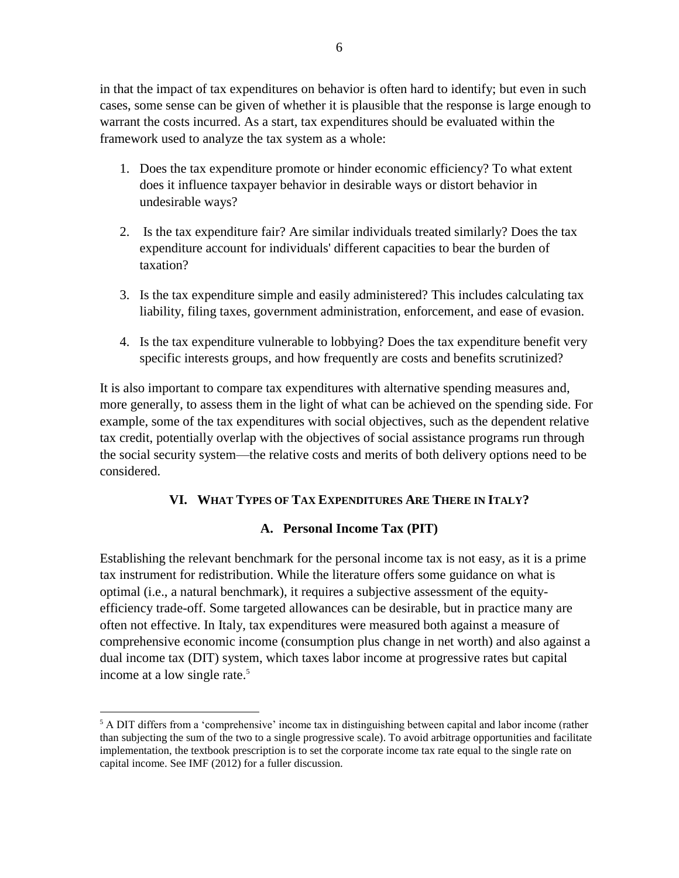in that the impact of tax expenditures on behavior is often hard to identify; but even in such cases, some sense can be given of whether it is plausible that the response is large enough to warrant the costs incurred. As a start, tax expenditures should be evaluated within the framework used to analyze the tax system as a whole:

1. Does the tax expenditure promote or hinder economic efficiency? To what extent does it influence taxpayer behavior in desirable ways or distort behavior in undesirable ways?

2. Is the tax expenditure fair? Are similar individuals treated similarly? Does the tax expenditure account for individuals' different capacities to bear the burden of taxation?

3. Is the tax expenditure simple and easily administered? This includes calculating tax liability, filing taxes, government administration, enforcement, and ease of evasion.

4. Is the tax expenditure vulnerable to lobbying? Does the tax expenditure benefit very specific interests groups, and how frequently are costs and benefits scrutinized?

It is also important to compare tax expenditures with alternative spending measures and, more generally, to assess them in the light of what can be achieved on the spending side. For example, some of the tax expenditures with social objectives, such as the dependent relative tax credit, potentially overlap with the objectives of social assistance programs run through the social security system—the relative costs and merits of both delivery options need to be considered.

## VI. What Types of Tax Expenditures Are There in Italy?

### A. Personal Income Tax (PIT)

Establishing the relevant benchmark for the personal income tax is not easy, as it is a prime tax instrument for redistribution. While the literature offers some guidance on what is optimal (i.e., a natural benchmark), it requires a subjective assessment of the equity-efficiency trade-off. Some targeted allowances can be desirable, but in practice many are often not effective. In Italy, tax expenditures were measured both against a measure of comprehensive economic income (consumption plus change in net worth) and also against a dual income tax (DIT) system, which taxes labor income at progressive rates but capital income at a low single rate.[5]

[5] A DIT differs from a 'comprehensive' income tax in distinguishing between capital and labor income (rather than subjecting the sum of the two to a single progressive scale). To avoid arbitrage opportunities and facilitate implementation, the textbook prescription is to set the corporate income tax rate equal to the single rate on capital income. See IMF (2012) for a fuller discussion.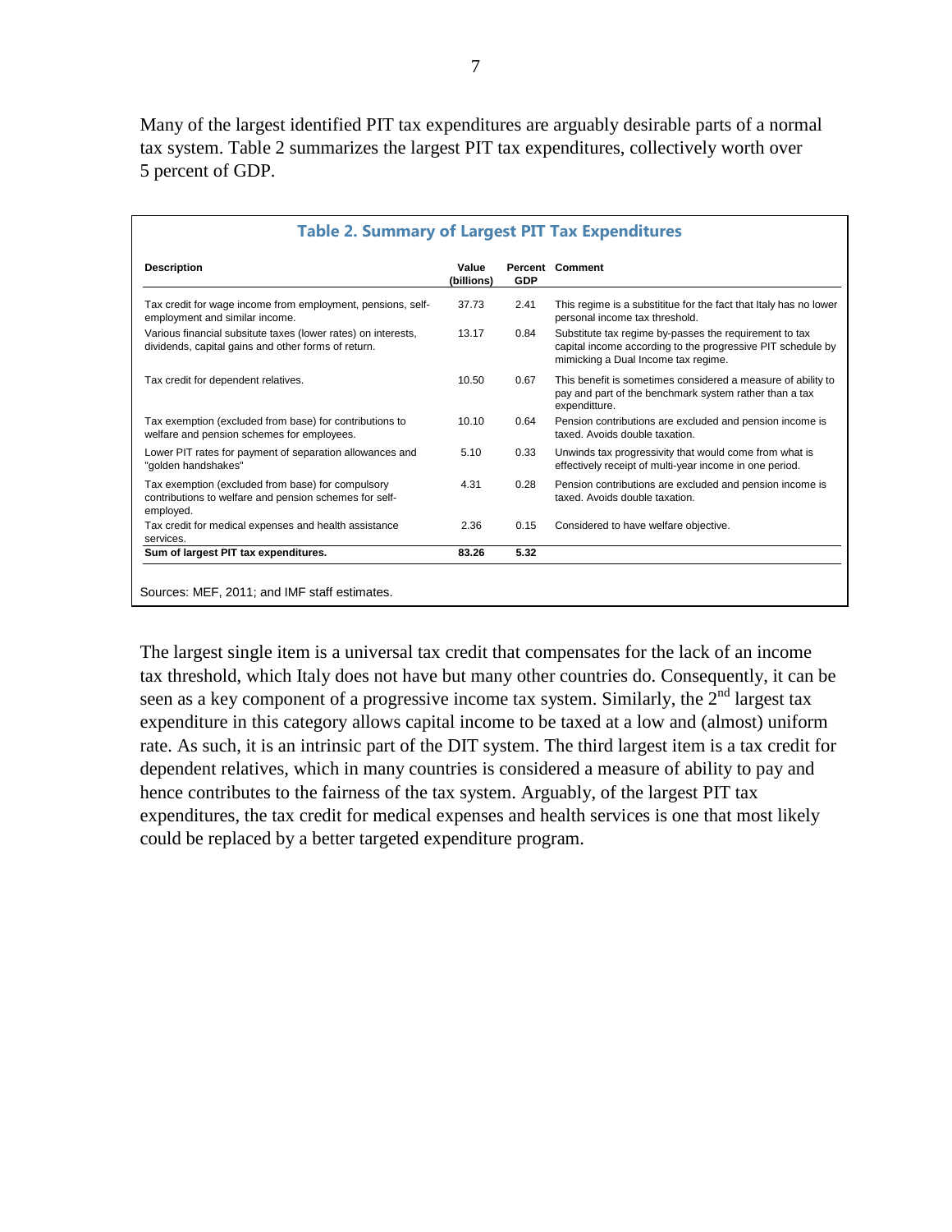Many of the largest identified PIT tax expenditures are arguably desirable parts of a normal tax system. Table 2 summarizes the largest PIT tax expenditures, collectively worth over 5 percent of GDP.

**Table 2. Summary of Largest PIT Tax Expenditures**

| Description | Value (billions) | Percent GDP | Comment |
|---|---|---|---|
| Tax credit for wage income from employment, pensions, self-employment and similar income. | 37.73 | 2.41 | This regime is a substititue for the fact that Italy has no lower personal income tax threshold. |
| Various financial subsitute taxes (lower rates) on interests, dividends, capital gains and other forms of return. | 13.17 | 0.84 | Substitute tax regime by-passes the requirement to tax capital income according to the progressive PIT schedule by mimicking a Dual Income tax regime. |
| Tax credit for dependent relatives. | 10.50 | 0.67 | This benefit is sometimes considered a measure of ability to pay and part of the benchmark system rather than a tax expenditture. |
| Tax exemption (excluded from base) for contributions to welfare and pension schemes for employees. | 10.10 | 0.64 | Pension contributions are excluded and pension income is taxed. Avoids double taxation. |
| Lower PIT rates for payment of separation allowances and "golden handshakes" | 5.10 | 0.33 | Unwinds tax progressivity that would come from what is effectively receipt of multi-year income in one period. |
| Tax exemption (excluded from base) for compulsory contributions to welfare and pension schemes for self-employed. | 4.31 | 0.28 | Pension contributions are excluded and pension income is taxed. Avoids double taxation. |
| Tax credit for medical expenses and health assistance services. | 2.36 | 0.15 | Considered to have welfare objective. |
| **Sum of largest PIT tax expenditures.** | **83.26** | **5.32** | |

Sources: MEF, 2011; and IMF staff estimates.

The largest single item is a universal tax credit that compensates for the lack of an income tax threshold, which Italy does not have but many other countries do. Consequently, it can be seen as a key component of a progressive income tax system. Similarly, the 2nd largest tax expenditure in this category allows capital income to be taxed at a low and (almost) uniform rate. As such, it is an intrinsic part of the DIT system. The third largest item is a tax credit for dependent relatives, which in many countries is considered a measure of ability to pay and hence contributes to the fairness of the tax system. Arguably, of the largest PIT tax expenditures, the tax credit for medical expenses and health services is one that most likely could be replaced by a better targeted expenditure program.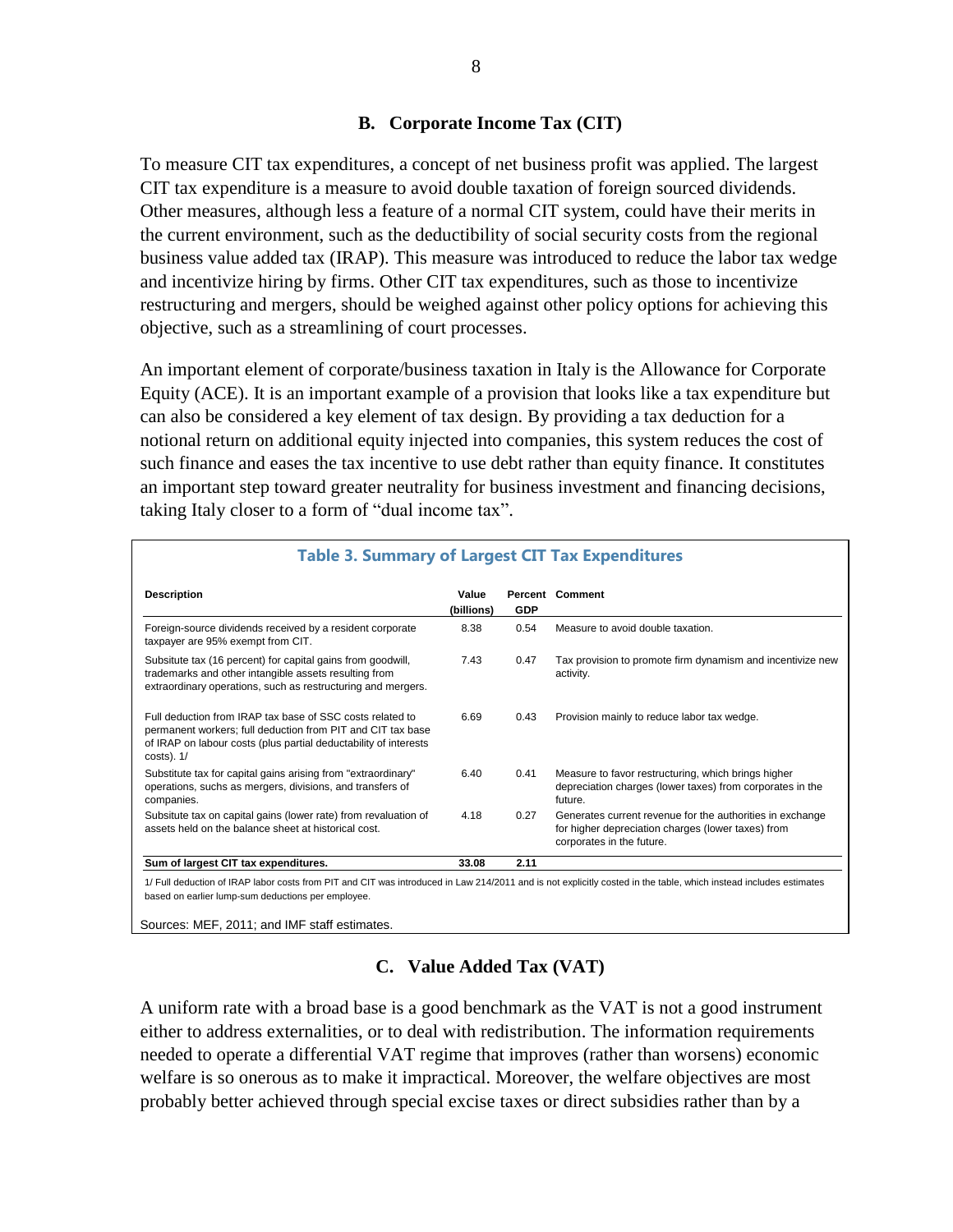### B. Corporate Income Tax (CIT)

To measure CIT tax expenditures, a concept of net business profit was applied. The largest CIT tax expenditure is a measure to avoid double taxation of foreign sourced dividends. Other measures, although less a feature of a normal CIT system, could have their merits in the current environment, such as the deductibility of social security costs from the regional business value added tax (IRAP). This measure was introduced to reduce the labor tax wedge and incentivize hiring by firms. Other CIT tax expenditures, such as those to incentivize restructuring and mergers, should be weighed against other policy options for achieving this objective, such as a streamlining of court processes.

An important element of corporate/business taxation in Italy is the Allowance for Corporate Equity (ACE). It is an important example of a provision that looks like a tax expenditure but can also be considered a key element of tax design. By providing a tax deduction for a notional return on additional equity injected into companies, this system reduces the cost of such finance and eases the tax incentive to use debt rather than equity finance. It constitutes an important step toward greater neutrality for business investment and financing decisions, taking Italy closer to a form of "dual income tax".

**Table 3. Summary of Largest CIT Tax Expenditures**

| Description | Value (billions) | Percent GDP | Comment |
|---|---|---|---|
| Foreign-source dividends received by a resident corporate taxpayer are 95% exempt from CIT. | 8.38 | 0.54 | Measure to avoid double taxation. |
| Subsitute tax (16 percent) for capital gains from goodwill, trademarks and other intangible assets resulting from extraordinary operations, such as restructuring and mergers. | 7.43 | 0.47 | Tax provision to promote firm dynamism and incentivize new activity. |
| Full deduction from IRAP tax base of SSC costs related to permanent workers; full deduction from PIT and CIT tax base of IRAP on labour costs (plus partial deductability of interests costs). 1/ | 6.69 | 0.43 | Provision mainly to reduce labor tax wedge. |
| Substitute tax for capital gains arising from "extraordinary" operations, suchs as mergers, divisions, and transfers of companies. | 6.40 | 0.41 | Measure to favor restructuring, which brings higher depreciation charges (lower taxes) from corporates in the future. |
| Subsitute tax on capital gains (lower rate) from revaluation of assets held on the balance sheet at historical cost. | 4.18 | 0.27 | Generates current revenue for the authorities in exchange for higher depreciation charges (lower taxes) from corporates in the future. |
| **Sum of largest CIT tax expenditures.** | **33.08** | **2.11** | |

1/ Full deduction of IRAP labor costs from PIT and CIT was introduced in Law 214/2011 and is not explicitly costed in the table, which instead includes estimates based on earlier lump-sum deductions per employee.

Sources: MEF, 2011; and IMF staff estimates.

### C. Value Added Tax (VAT)

A uniform rate with a broad base is a good benchmark as the VAT is not a good instrument either to address externalities, or to deal with redistribution. The information requirements needed to operate a differential VAT regime that improves (rather than worsens) economic welfare is so onerous as to make it impractical. Moreover, the welfare objectives are most probably better achieved through special excise taxes or direct subsidies rather than by a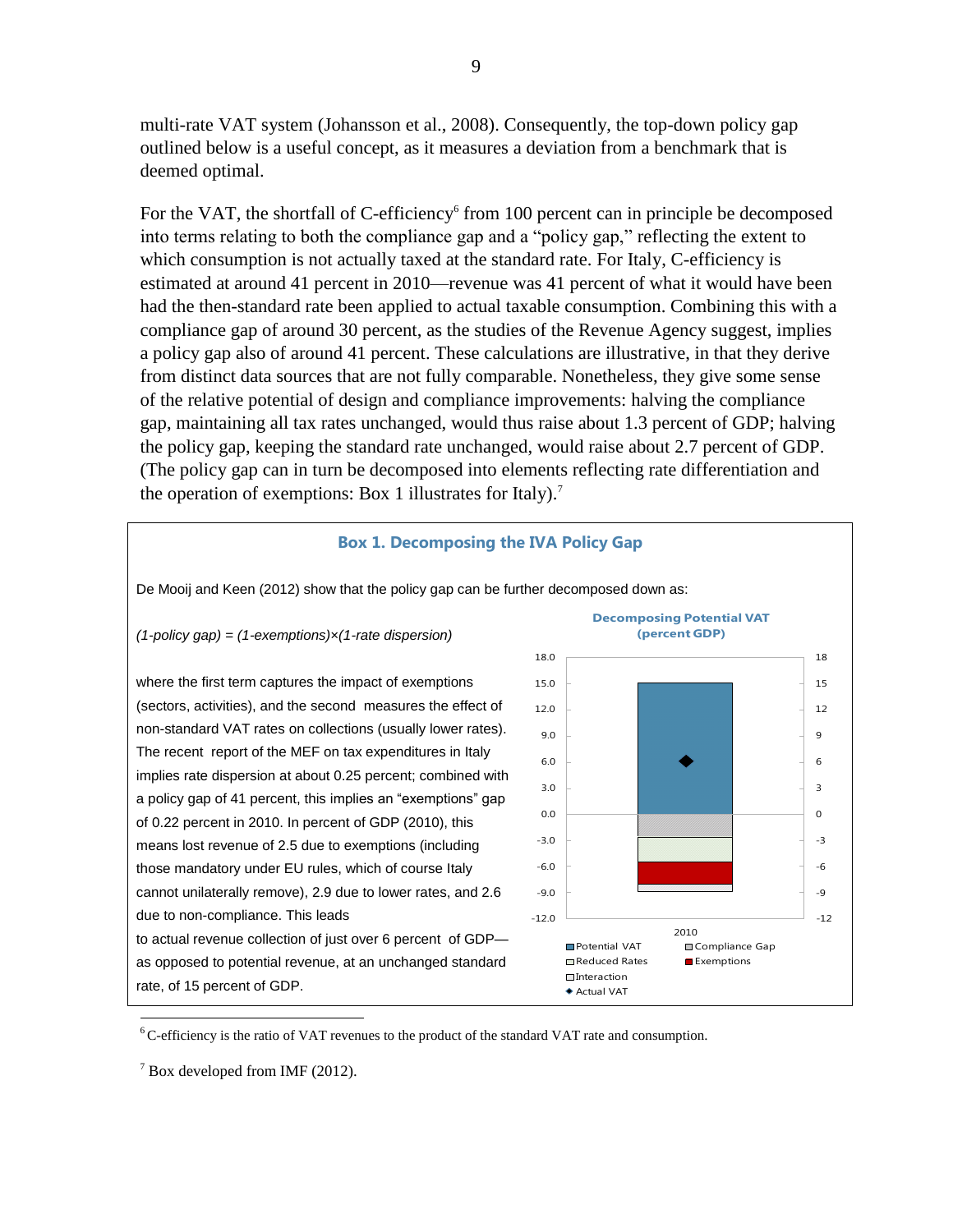multi-rate VAT system (Johansson et al., 2008). Consequently, the top-down policy gap outlined below is a useful concept, as it measures a deviation from a benchmark that is deemed optimal.

For the VAT, the shortfall of C-efficiency[6] from 100 percent can in principle be decomposed into terms relating to both the compliance gap and a "policy gap," reflecting the extent to which consumption is not actually taxed at the standard rate. For Italy, C-efficiency is estimated at around 41 percent in 2010—revenue was 41 percent of what it would have been had the then-standard rate been applied to actual taxable consumption. Combining this with a compliance gap of around 30 percent, as the studies of the Revenue Agency suggest, implies a policy gap also of around 41 percent. These calculations are illustrative, in that they derive from distinct data sources that are not fully comparable. Nonetheless, they give some sense of the relative potential of design and compliance improvements: halving the compliance gap, maintaining all tax rates unchanged, would thus raise about 1.3 percent of GDP; halving the policy gap, keeping the standard rate unchanged, would raise about 2.7 percent of GDP. (The policy gap can in turn be decomposed into elements reflecting rate differentiation and the operation of exemptions: Box 1 illustrates for Italy).[7]

### Box 1. Decomposing the IVA Policy Gap

De Mooij and Keen (2012) show that the policy gap can be further decomposed down as:

*(1-policy gap) = (1-exemptions)×(1-rate dispersion)*

where the first term captures the impact of exemptions (sectors, activities), and the second measures the effect of non-standard VAT rates on collections (usually lower rates). The recent report of the MEF on tax expenditures in Italy implies rate dispersion at about 0.25 percent; combined with a policy gap of 41 percent, this implies an "exemptions" gap of 0.22 percent in 2010. In percent of GDP (2010), this means lost revenue of 2.5 due to exemptions (including those mandatory under EU rules, which of course Italy cannot unilaterally remove), 2.9 due to lower rates, and 2.6 due to non-compliance. This leads to actual revenue collection of just over 6 percent of GDP—as opposed to potential revenue, at an unchanged standard rate, of 15 percent of GDP.

**Decomposing Potential VAT (percent GDP)**

[Chart: stacked bar for 2010 with Potential VAT, Compliance Gap, Reduced Rates, Exemptions, Interaction, and Actual VAT marker; y-axis from -12.0 to 18.0]

[6] C-efficiency is the ratio of VAT revenues to the product of the standard VAT rate and consumption.

[7] Box developed from IMF (2012).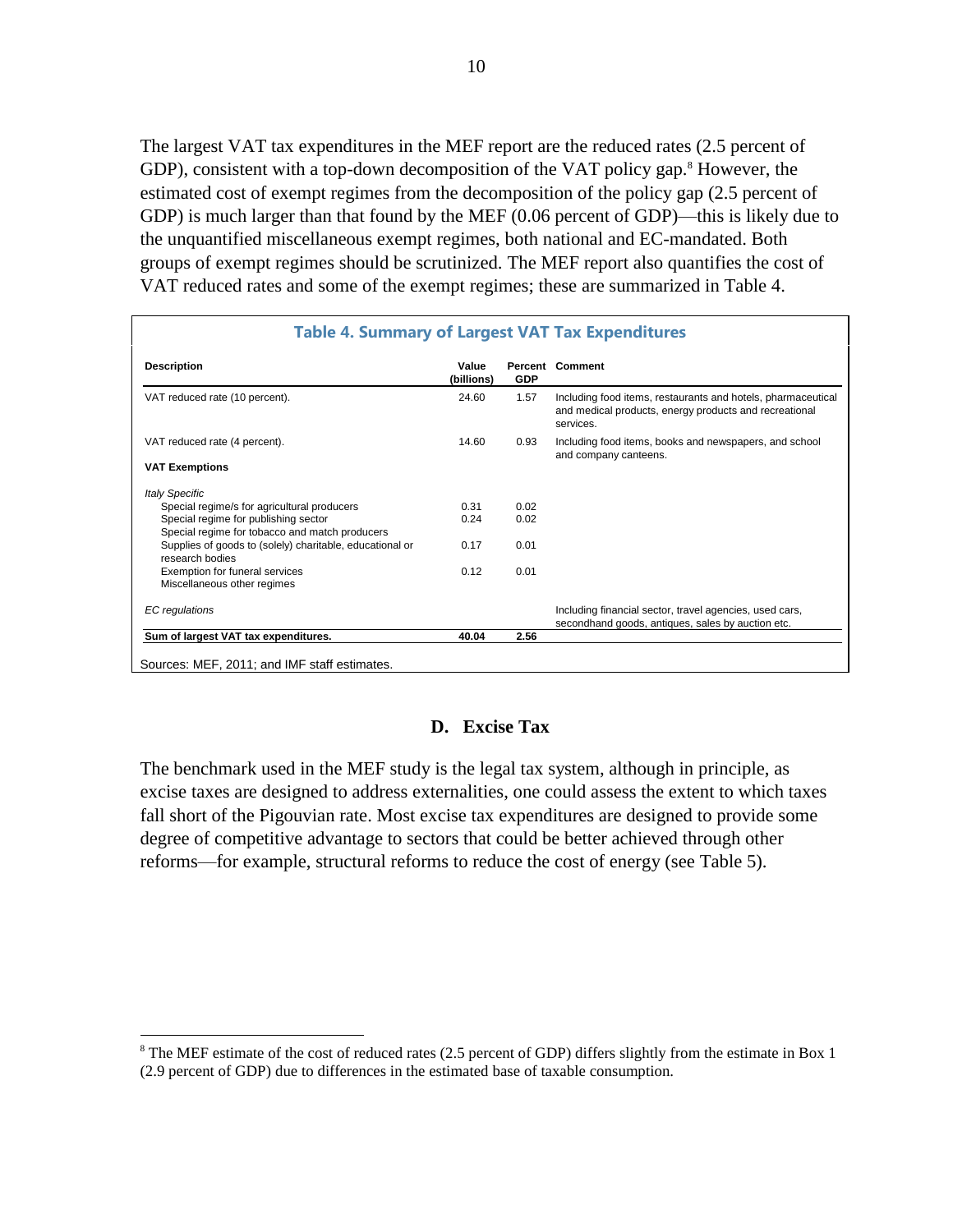The largest VAT tax expenditures in the MEF report are the reduced rates (2.5 percent of GDP), consistent with a top-down decomposition of the VAT policy gap.[8] However, the estimated cost of exempt regimes from the decomposition of the policy gap (2.5 percent of GDP) is much larger than that found by the MEF (0.06 percent of GDP)—this is likely due to the unquantified miscellaneous exempt regimes, both national and EC-mandated. Both groups of exempt regimes should be scrutinized. The MEF report also quantifies the cost of VAT reduced rates and some of the exempt regimes; these are summarized in Table 4.

**Table 4. Summary of Largest VAT Tax Expenditures**

| Description | Value (billions) | Percent GDP | Comment |
|---|---|---|---|
| VAT reduced rate (10 percent). | 24.60 | 1.57 | Including food items, restaurants and hotels, pharmaceutical and medical products, energy products and recreational services. |
| VAT reduced rate (4 percent). | 14.60 | 0.93 | Including food items, books and newspapers, and school and company canteens. |
| **VAT Exemptions** | | | |
| *Italy Specific* | | | |
| Special regime/s for agricultural producers | 0.31 | 0.02 | |
| Special regime for publishing sector | 0.24 | 0.02 | |
| Special regime for tobacco and match producers | | | |
| Supplies of goods to (solely) charitable, educational or research bodies | 0.17 | 0.01 | |
| Exemption for funeral services | 0.12 | 0.01 | |
| Miscellaneous other regimes | | | |
| *EC regulations* | | | Including financial sector, travel agencies, used cars, secondhand goods, antiques, sales by auction etc. |
| **Sum of largest VAT tax expenditures.** | **40.04** | **2.56** | |

Sources: MEF, 2011; and IMF staff estimates.

## D. Excise Tax

The benchmark used in the MEF study is the legal tax system, although in principle, as excise taxes are designed to address externalities, one could assess the extent to which taxes fall short of the Pigouvian rate. Most excise tax expenditures are designed to provide some degree of competitive advantage to sectors that could be better achieved through other reforms—for example, structural reforms to reduce the cost of energy (see Table 5).

[8] The MEF estimate of the cost of reduced rates (2.5 percent of GDP) differs slightly from the estimate in Box 1 (2.9 percent of GDP) due to differences in the estimated base of taxable consumption.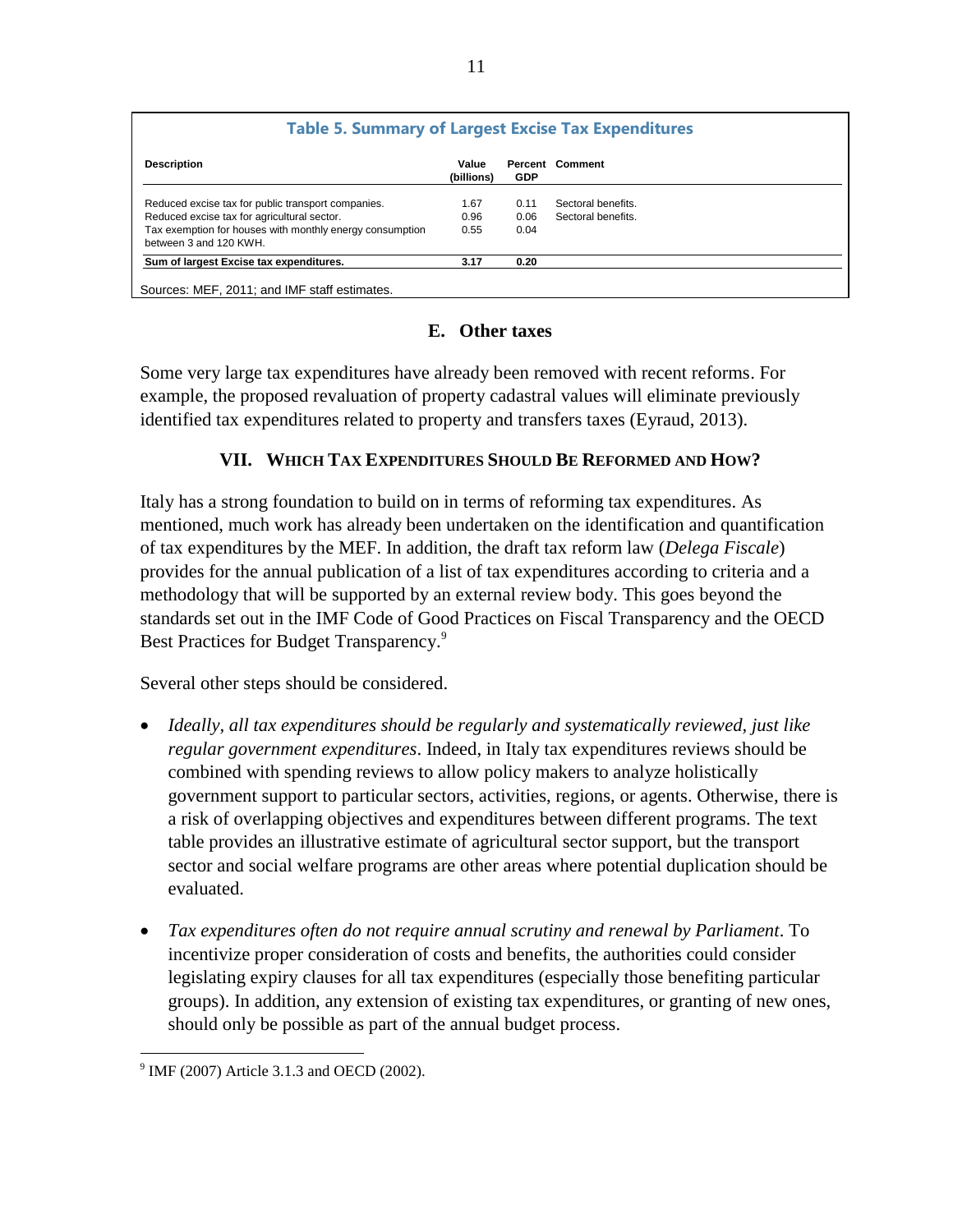**Table 5. Summary of Largest Excise Tax Expenditures**

| Description | Value (billions) | Percent GDP | Comment |
|---|---|---|---|
| Reduced excise tax for public transport companies. | 1.67 | 0.11 | Sectoral benefits. |
| Reduced excise tax for agricultural sector. | 0.96 | 0.06 | Sectoral benefits. |
| Tax exemption for houses with monthly energy consumption between 3 and 120 KWH. | 0.55 | 0.04 | |
| **Sum of largest Excise tax expenditures.** | **3.17** | **0.20** | |

Sources: MEF, 2011; and IMF staff estimates.

### E. Other taxes

Some very large tax expenditures have already been removed with recent reforms. For example, the proposed revaluation of property cadastral values will eliminate previously identified tax expenditures related to property and transfers taxes (Eyraud, 2013).

## VII. Which Tax Expenditures Should Be Reformed and How?

Italy has a strong foundation to build on in terms of reforming tax expenditures. As mentioned, much work has already been undertaken on the identification and quantification of tax expenditures by the MEF. In addition, the draft tax reform law (*Delega Fiscale*) provides for the annual publication of a list of tax expenditures according to criteria and a methodology that will be supported by an external review body. This goes beyond the standards set out in the IMF Code of Good Practices on Fiscal Transparency and the OECD Best Practices for Budget Transparency.[9]

Several other steps should be considered.

- *Ideally, all tax expenditures should be regularly and systematically reviewed, just like regular government expenditures*. Indeed, in Italy tax expenditures reviews should be combined with spending reviews to allow policy makers to analyze holistically government support to particular sectors, activities, regions, or agents. Otherwise, there is a risk of overlapping objectives and expenditures between different programs. The text table provides an illustrative estimate of agricultural sector support, but the transport sector and social welfare programs are other areas where potential duplication should be evaluated.

- *Tax expenditures often do not require annual scrutiny and renewal by Parliament*. To incentivize proper consideration of costs and benefits, the authorities could consider legislating expiry clauses for all tax expenditures (especially those benefiting particular groups). In addition, any extension of existing tax expenditures, or granting of new ones, should only be possible as part of the annual budget process.

---

[9] IMF (2007) Article 3.1.3 and OECD (2002).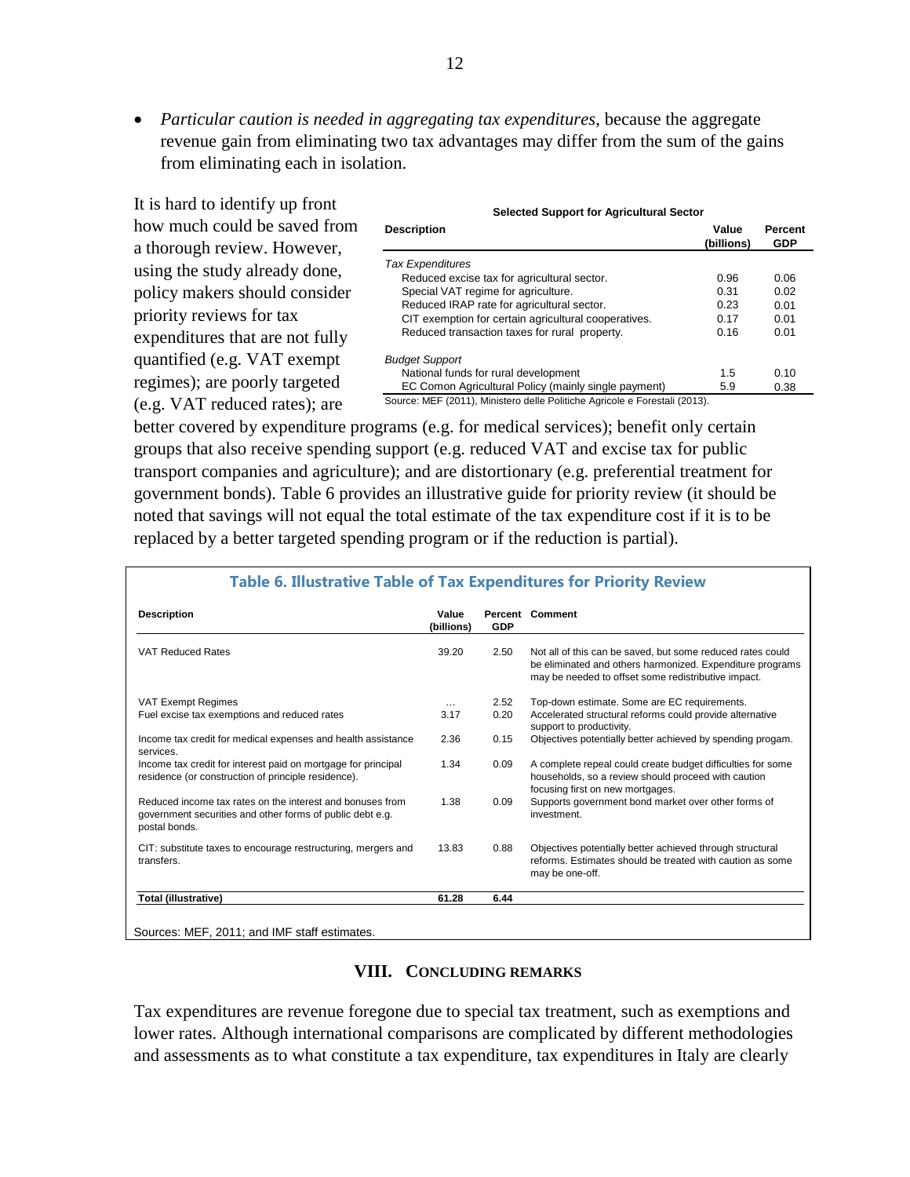- *Particular caution is needed in aggregating tax expenditures*, because the aggregate revenue gain from eliminating two tax advantages may differ from the sum of the gains from eliminating each in isolation.

**Selected Support for Agricultural Sector**

| Description | Value (billions) | Percent GDP |
|---|---|---|
| *Tax Expenditures* | | |
| Reduced excise tax for agricultural sector. | 0.96 | 0.06 |
| Special VAT regime for agriculture. | 0.31 | 0.02 |
| Reduced IRAP rate for agricultural sector. | 0.23 | 0.01 |
| CIT exemption for certain agricultural cooperatives. | 0.17 | 0.01 |
| Reduced transaction taxes for rural property. | 0.16 | 0.01 |
| *Budget Support* | | |
| National funds for rural development | 1.5 | 0.10 |
| EC Comon Agricultural Policy (mainly single payment) | 5.9 | 0.38 |

Source: MEF (2011), Ministero delle Politiche Agricole e Forestali (2013).

It is hard to identify up front how much could be saved from a thorough review. However, using the study already done, policy makers should consider priority reviews for tax expenditures that are not fully quantified (e.g. VAT exempt regimes); are poorly targeted (e.g. VAT reduced rates); are better covered by expenditure programs (e.g. for medical services); benefit only certain groups that also receive spending support (e.g. reduced VAT and excise tax for public transport companies and agriculture); and are distortionary (e.g. preferential treatment for government bonds). Table 6 provides an illustrative guide for priority review (it should be noted that savings will not equal the total estimate of the tax expenditure cost if it is to be replaced by a better targeted spending program or if the reduction is partial).

**Table 6. Illustrative Table of Tax Expenditures for Priority Review**

| Description | Value (billions) | Percent GDP | Comment |
|---|---|---|---|
| VAT Reduced Rates | 39.20 | 2.50 | Not all of this can be saved, but some reduced rates could be eliminated and others harmonized. Expenditure programs may be needed to offset some redistributive impact. |
| VAT Exempt Regimes | … | 2.52 | Top-down estimate. Some are EC requirements. |
| Fuel excise tax exemptions and reduced rates | 3.17 | 0.20 | Accelerated structural reforms could provide alternative support to productivity. |
| Income tax credit for medical expenses and health assistance services. | 2.36 | 0.15 | Objectives potentially better achieved by spending progam. |
| Income tax credit for interest paid on mortgage for principal residence (or construction of principle residence). | 1.34 | 0.09 | A complete repeal could create budget difficulties for some households, so a review should proceed with caution focusing first on new mortgages. |
| Reduced income tax rates on the interest and bonuses from government securities and other forms of public debt e.g. postal bonds. | 1.38 | 0.09 | Supports government bond market over other forms of investment. |
| CIT: substitute taxes to encourage restructuring, mergers and transfers. | 13.83 | 0.88 | Objectives potentially better achieved through structural reforms. Estimates should be treated with caution as some may be one-off. |
| **Total (illustrative)** | **61.28** | **6.44** | |

Sources: MEF, 2011; and IMF staff estimates.

## VIII. Concluding Remarks

Tax expenditures are revenue foregone due to special tax treatment, such as exemptions and lower rates. Although international comparisons are complicated by different methodologies and assessments as to what constitute a tax expenditure, tax expenditures in Italy are clearly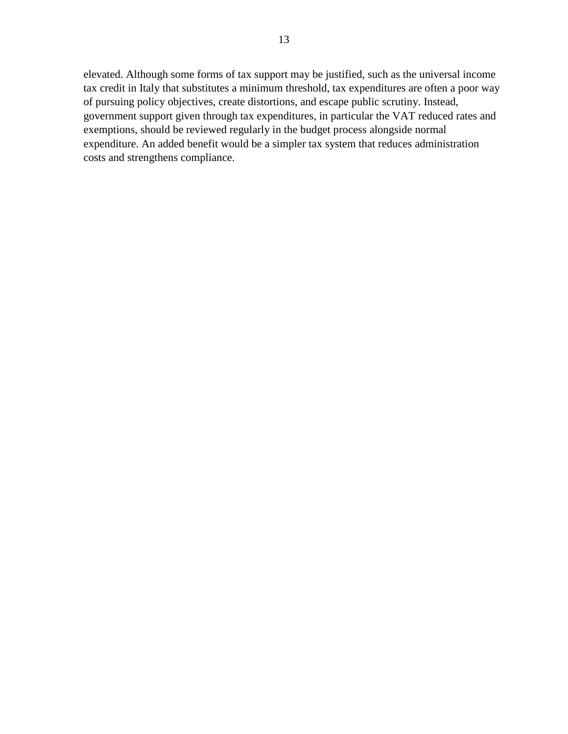elevated. Although some forms of tax support may be justified, such as the universal income tax credit in Italy that substitutes a minimum threshold, tax expenditures are often a poor way of pursuing policy objectives, create distortions, and escape public scrutiny. Instead, government support given through tax expenditures, in particular the VAT reduced rates and exemptions, should be reviewed regularly in the budget process alongside normal expenditure. An added benefit would be a simpler tax system that reduces administration costs and strengthens compliance.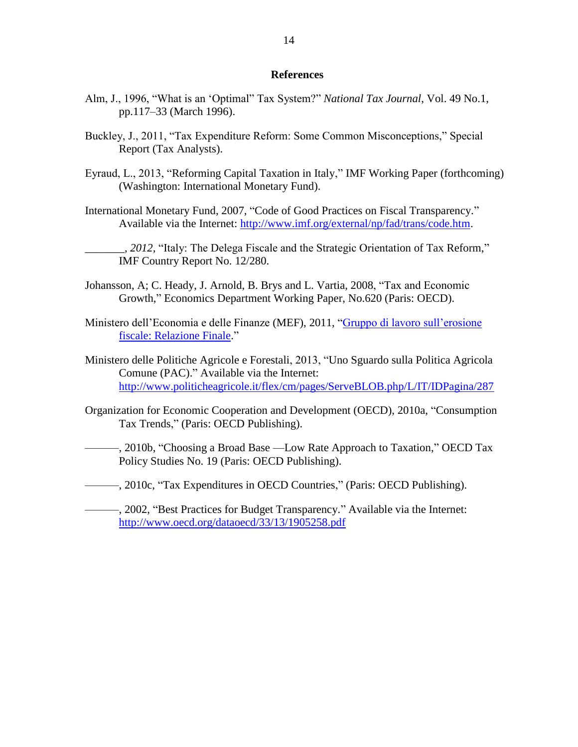## References

Alm, J., 1996, "What is an 'Optimal" Tax System?" *National Tax Journal*, Vol. 49 No.1, pp.117–33 (March 1996).

Buckley, J., 2011, "Tax Expenditure Reform: Some Common Misconceptions," Special Report (Tax Analysts).

Eyraud, L., 2013, "Reforming Capital Taxation in Italy," IMF Working Paper (forthcoming) (Washington: International Monetary Fund).

International Monetary Fund, 2007, "Code of Good Practices on Fiscal Transparency." Available via the Internet: [http://www.imf.org/external/np/fad/trans/code.htm](http://www.imf.org/external/np/fad/trans/code.htm).

_______, *2012*, "Italy: The Delega Fiscale and the Strategic Orientation of Tax Reform," IMF Country Report No. 12/280.

Johansson, A; C. Heady, J. Arnold, B. Brys and L. Vartia, 2008, "Tax and Economic Growth," Economics Department Working Paper, No.620 (Paris: OECD).

Ministero dell'Economia e delle Finanze (MEF), 2011, "Gruppo di lavoro sull'erosione fiscale: Relazione Finale."

Ministero delle Politiche Agricole e Forestali, 2013, "Uno Sguardo sulla Politica Agricola Comune (PAC)." Available via the Internet: [http://www.politicheagricole.it/flex/cm/pages/ServeBLOB.php/L/IT/IDPagina/287](http://www.politicheagricole.it/flex/cm/pages/ServeBLOB.php/L/IT/IDPagina/287)

Organization for Economic Cooperation and Development (OECD), 2010a, "Consumption Tax Trends," (Paris: OECD Publishing).

———, 2010b, "Choosing a Broad Base —Low Rate Approach to Taxation," OECD Tax Policy Studies No. 19 (Paris: OECD Publishing).

———, 2010c, "Tax Expenditures in OECD Countries," (Paris: OECD Publishing).

———, 2002, "Best Practices for Budget Transparency." Available via the Internet: [http://www.oecd.org/dataoecd/33/13/1905258.pdf](http://www.oecd.org/dataoecd/33/13/1905258.pdf)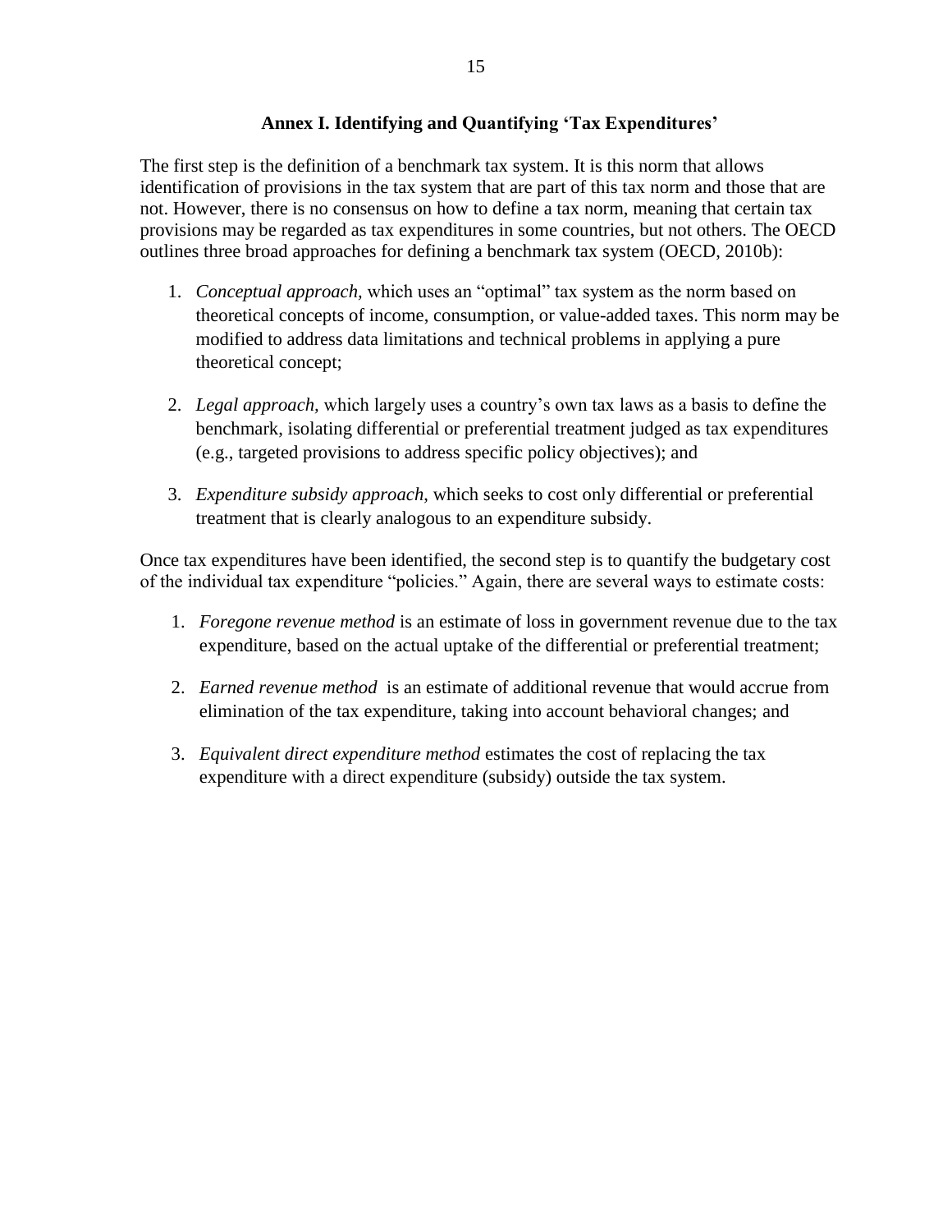## Annex I. Identifying and Quantifying 'Tax Expenditures'

The first step is the definition of a benchmark tax system. It is this norm that allows identification of provisions in the tax system that are part of this tax norm and those that are not. However, there is no consensus on how to define a tax norm, meaning that certain tax provisions may be regarded as tax expenditures in some countries, but not others. The OECD outlines three broad approaches for defining a benchmark tax system (OECD, 2010b):

1. *Conceptual approach,* which uses an "optimal" tax system as the norm based on theoretical concepts of income, consumption, or value-added taxes. This norm may be modified to address data limitations and technical problems in applying a pure theoretical concept;

2. *Legal approach,* which largely uses a country's own tax laws as a basis to define the benchmark, isolating differential or preferential treatment judged as tax expenditures (e.g., targeted provisions to address specific policy objectives); and

3. *Expenditure subsidy approach,* which seeks to cost only differential or preferential treatment that is clearly analogous to an expenditure subsidy.

Once tax expenditures have been identified, the second step is to quantify the budgetary cost of the individual tax expenditure "policies." Again, there are several ways to estimate costs:

1. *Foregone revenue method* is an estimate of loss in government revenue due to the tax expenditure, based on the actual uptake of the differential or preferential treatment;

2. *Earned revenue method* is an estimate of additional revenue that would accrue from elimination of the tax expenditure, taking into account behavioral changes; and

3. *Equivalent direct expenditure method* estimates the cost of replacing the tax expenditure with a direct expenditure (subsidy) outside the tax system.